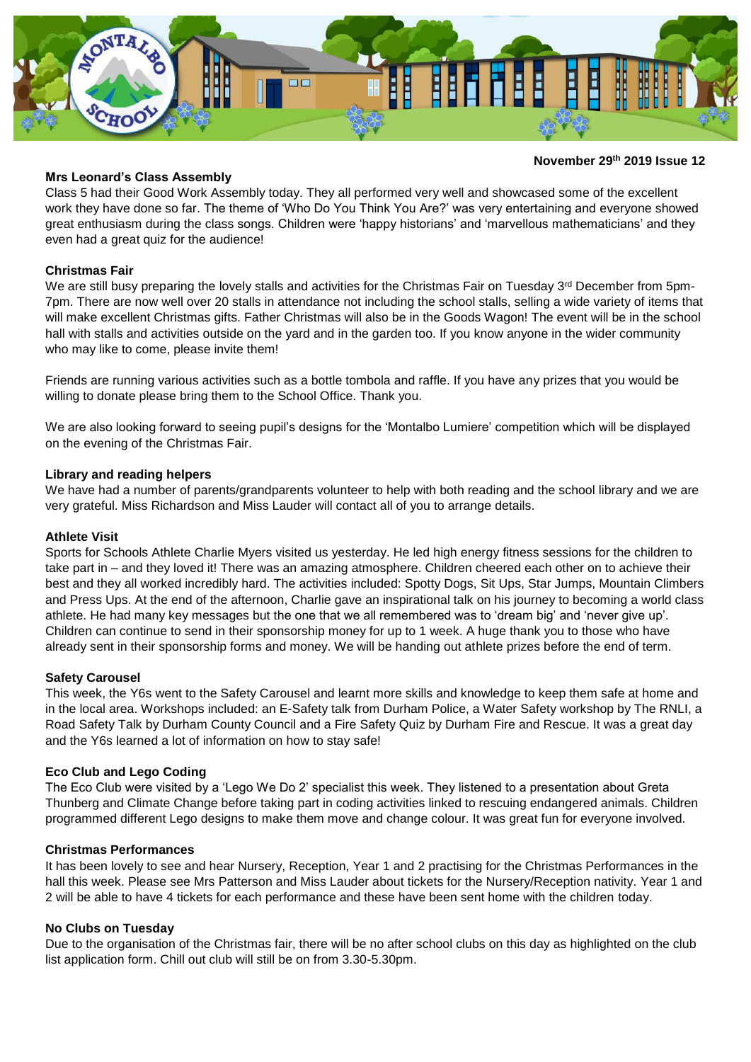**November 29th 2019 Issue 12**

## Mrs Leonard's Class Assembly

Class 5 had their Good Work Assembly today. They all performed very well and showcased some of the excellent work they have done so far. The theme of 'Who Do You Think You Are?' was very entertaining and everyone showed great enthusiasm during the class songs. Children were 'happy historians' and 'marvellous mathematicians' and they even had a great quiz for the audience!

## Christmas Fair

We are still busy preparing the lovely stalls and activities for the Christmas Fair on Tuesday 3rd December from 5pm-7pm. There are now well over 20 stalls in attendance not including the school stalls, selling a wide variety of items that will make excellent Christmas gifts. Father Christmas will also be in the Goods Wagon! The event will be in the school hall with stalls and activities outside on the yard and in the garden too. If you know anyone in the wider community who may like to come, please invite them!

Friends are running various activities such as a bottle tombola and raffle. If you have any prizes that you would be willing to donate please bring them to the School Office. Thank you.

We are also looking forward to seeing pupil's designs for the 'Montalbo Lumiere' competition which will be displayed on the evening of the Christmas Fair.

## Library and reading helpers

We have had a number of parents/grandparents volunteer to help with both reading and the school library and we are very grateful. Miss Richardson and Miss Lauder will contact all of you to arrange details.

## Athlete Visit

Sports for Schools Athlete Charlie Myers visited us yesterday. He led high energy fitness sessions for the children to take part in – and they loved it! There was an amazing atmosphere. Children cheered each other on to achieve their best and they all worked incredibly hard. The activities included: Spotty Dogs, Sit Ups, Star Jumps, Mountain Climbers and Press Ups. At the end of the afternoon, Charlie gave an inspirational talk on his journey to becoming a world class athlete. He had many key messages but the one that we all remembered was to 'dream big' and 'never give up'. Children can continue to send in their sponsorship money for up to 1 week. A huge thank you to those who have already sent in their sponsorship forms and money. We will be handing out athlete prizes before the end of term.

## Safety Carousel

This week, the Y6s went to the Safety Carousel and learnt more skills and knowledge to keep them safe at home and in the local area. Workshops included: an E-Safety talk from Durham Police, a Water Safety workshop by The RNLI, a Road Safety Talk by Durham County Council and a Fire Safety Quiz by Durham Fire and Rescue. It was a great day and the Y6s learned a lot of information on how to stay safe!

## Eco Club and Lego Coding

The Eco Club were visited by a 'Lego We Do 2' specialist this week. They listened to a presentation about Greta Thunberg and Climate Change before taking part in coding activities linked to rescuing endangered animals. Children programmed different Lego designs to make them move and change colour. It was great fun for everyone involved.

## Christmas Performances

It has been lovely to see and hear Nursery, Reception, Year 1 and 2 practising for the Christmas Performances in the hall this week. Please see Mrs Patterson and Miss Lauder about tickets for the Nursery/Reception nativity. Year 1 and 2 will be able to have 4 tickets for each performance and these have been sent home with the children today.

## No Clubs on Tuesday

Due to the organisation of the Christmas fair, there will be no after school clubs on this day as highlighted on the club list application form. Chill out club will still be on from 3.30-5.30pm.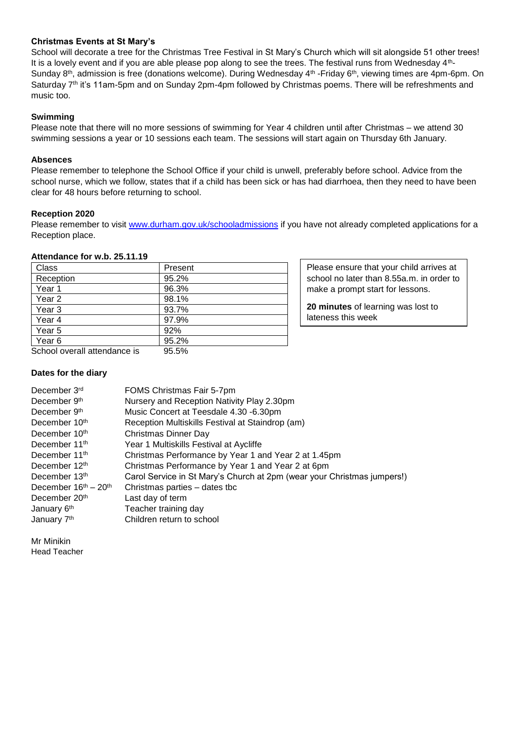### Christmas Events at St Mary's

School will decorate a tree for the Christmas Tree Festival in St Mary's Church which will sit alongside 51 other trees! It is a lovely event and if you are able please pop along to see the trees. The festival runs from Wednesday 4th-Sunday 8th, admission is free (donations welcome). During Wednesday 4th -Friday 6th, viewing times are 4pm-6pm. On Saturday 7th it's 11am-5pm and on Sunday 2pm-4pm followed by Christmas poems. There will be refreshments and music too.

### Swimming

Please note that there will no more sessions of swimming for Year 4 children until after Christmas – we attend 30 swimming sessions a year or 10 sessions each team. The sessions will start again on Thursday 6th January.

### Absences

Please remember to telephone the School Office if your child is unwell, preferably before school. Advice from the school nurse, which we follow, states that if a child has been sick or has had diarrhoea, then they need to have been clear for 48 hours before returning to school.

### Reception 2020

Please remember to visit www.durham.gov.uk/schooladmissions if you have not already completed applications for a Reception place.

### Attendance for w.b. 25.11.19

| Class | Present |
|---|---|
| Reception | 95.2% |
| Year 1 | 96.3% |
| Year 2 | 98.1% |
| Year 3 | 93.7% |
| Year 4 | 97.9% |
| Year 5 | 92% |
| Year 6 | 95.2% |
| School overall attendance is | 95.5% |

Please ensure that your child arrives at school no later than 8.55a.m. in order to make a prompt start for lessons.

**20 minutes** of learning was lost to lateness this week

### Dates for the diary

| | |
|---|---|
| December 3rd | FOMS Christmas Fair 5-7pm |
| December 9th | Nursery and Reception Nativity Play 2.30pm |
| December 9th | Music Concert at Teesdale 4.30 -6.30pm |
| December 10th | Reception Multiskills Festival at Staindrop (am) |
| December 10th | Christmas Dinner Day |
| December 11th | Year 1 Multiskills Festival at Aycliffe |
| December 11th | Christmas Performance by Year 1 and Year 2 at 1.45pm |
| December 12th | Christmas Performance by Year 1 and Year 2 at 6pm |
| December 13th | Carol Service in St Mary's Church at 2pm (wear your Christmas jumpers!) |
| December 16th – 20th | Christmas parties – dates tbc |
| December 20th | Last day of term |
| January 6th | Teacher training day |
| January 7th | Children return to school |

Mr Minikin
Head Teacher